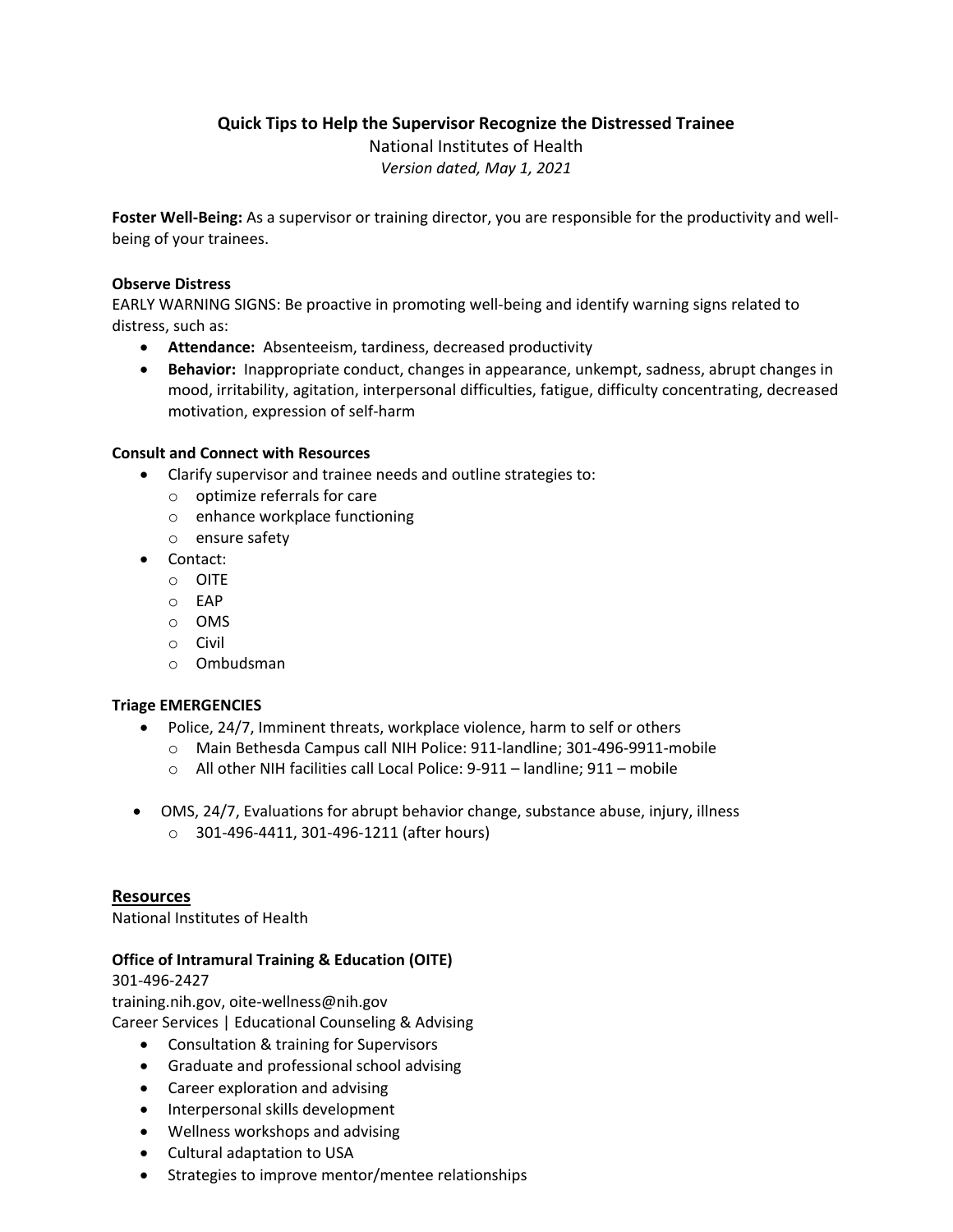# Quick Tips to Help the Supervisor Recognize the Distressed Trainee

National Institutes of Health

*Version dated, May 1, 2021*

**Foster Well-Being:** As a supervisor or training director, you are responsible for the productivity and well-being of your trainees.

### Observe Distress

EARLY WARNING SIGNS: Be proactive in promoting well-being and identify warning signs related to distress, such as:

- **Attendance:** Absenteeism, tardiness, decreased productivity
- **Behavior:** Inappropriate conduct, changes in appearance, unkempt, sadness, abrupt changes in mood, irritability, agitation, interpersonal difficulties, fatigue, difficulty concentrating, decreased motivation, expression of self-harm

### Consult and Connect with Resources

- Clarify supervisor and trainee needs and outline strategies to:
  - optimize referrals for care
  - enhance workplace functioning
  - ensure safety
- Contact:
  - OITE
  - EAP
  - OMS
  - Civil
  - Ombudsman

### Triage EMERGENCIES

- Police, 24/7, Imminent threats, workplace violence, harm to self or others
  - Main Bethesda Campus call NIH Police: 911-landline; 301-496-9911-mobile
  - All other NIH facilities call Local Police: 9-911 – landline; 911 – mobile
- OMS, 24/7, Evaluations for abrupt behavior change, substance abuse, injury, illness
  - 301-496-4411, 301-496-1211 (after hours)

## Resources

National Institutes of Health

### Office of Intramural Training & Education (OITE)

301-496-2427

training.nih.gov, oite-wellness@nih.gov

Career Services | Educational Counseling & Advising

- Consultation & training for Supervisors
- Graduate and professional school advising
- Career exploration and advising
- Interpersonal skills development
- Wellness workshops and advising
- Cultural adaptation to USA
- Strategies to improve mentor/mentee relationships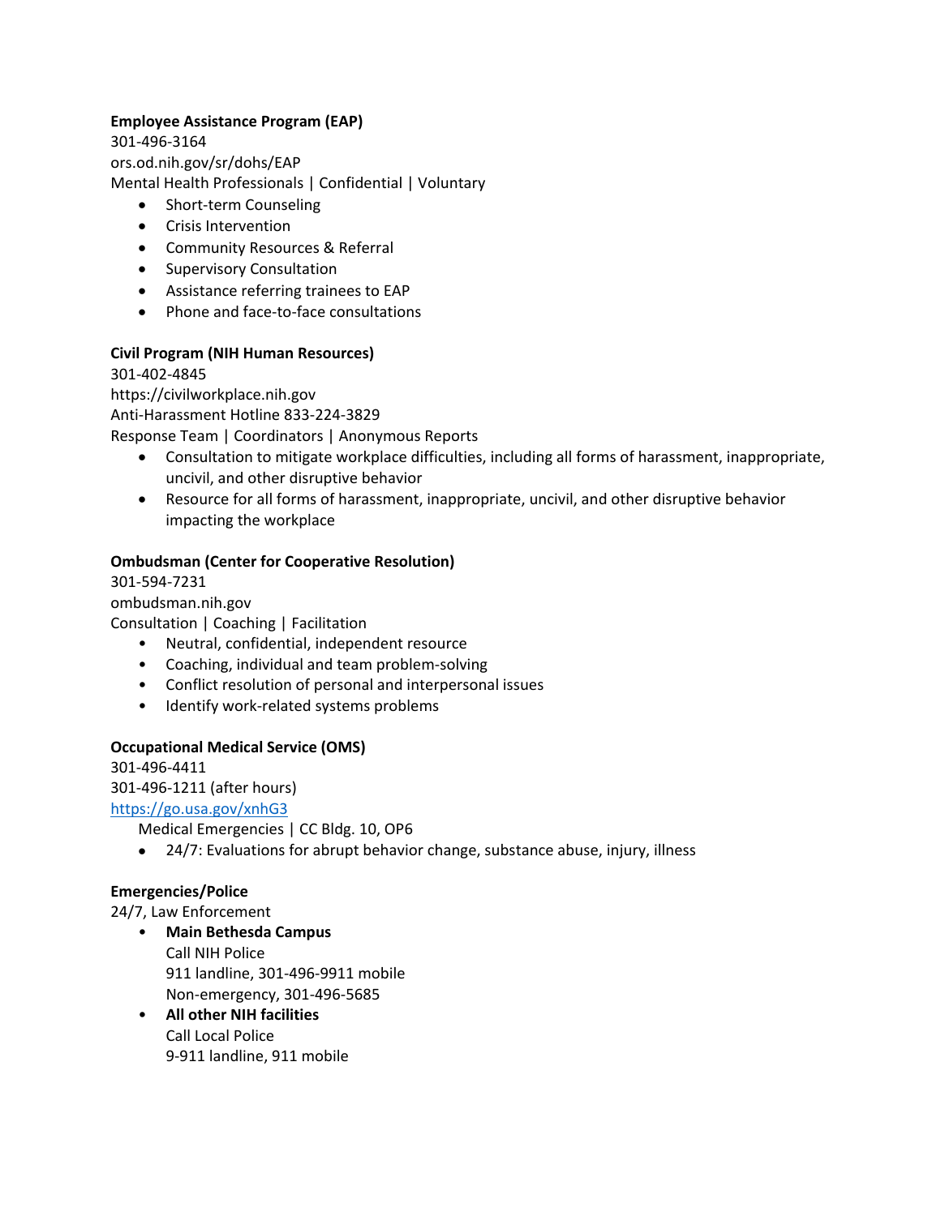**Employee Assistance Program (EAP)**
301-496-3164
ors.od.nih.gov/sr/dohs/EAP
Mental Health Professionals | Confidential | Voluntary

- Short-term Counseling
- Crisis Intervention
- Community Resources & Referral
- Supervisory Consultation
- Assistance referring trainees to EAP
- Phone and face-to-face consultations

**Civil Program (NIH Human Resources)**
301-402-4845
https://civilworkplace.nih.gov
Anti-Harassment Hotline 833-224-3829
Response Team | Coordinators | Anonymous Reports

- Consultation to mitigate workplace difficulties, including all forms of harassment, inappropriate, uncivil, and other disruptive behavior
- Resource for all forms of harassment, inappropriate, uncivil, and other disruptive behavior impacting the workplace

**Ombudsman (Center for Cooperative Resolution)**
301-594-7231
ombudsman.nih.gov
Consultation | Coaching | Facilitation

- Neutral, confidential, independent resource
- Coaching, individual and team problem-solving
- Conflict resolution of personal and interpersonal issues
- Identify work-related systems problems

**Occupational Medical Service (OMS)**
301-496-4411
301-496-1211 (after hours)
[https://go.usa.gov/xnhG3](https://go.usa.gov/xnhG3)
Medical Emergencies | CC Bldg. 10, OP6

- 24/7: Evaluations for abrupt behavior change, substance abuse, injury, illness

**Emergencies/Police**
24/7, Law Enforcement

- **Main Bethesda Campus**
  Call NIH Police
  911 landline, 301-496-9911 mobile
  Non-emergency, 301-496-5685
- **All other NIH facilities**
  Call Local Police
  9-911 landline, 911 mobile